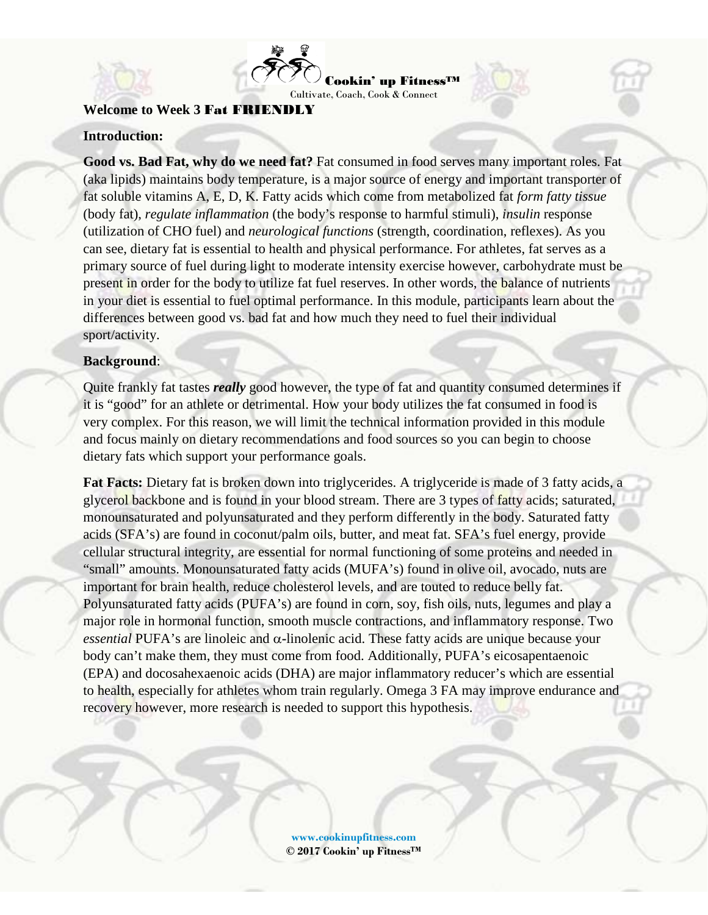Cookin' up Fitness™

Cultivate, Coach, Cook & Connect

**Welcome to Week 3 Fat FRIENDLY**

**Introduction:**

**Good vs. Bad Fat, why do we need fat?** Fat consumed in food serves many important roles. Fat (aka lipids) maintains body temperature, is a major source of energy and important transporter of fat soluble vitamins A, E, D, K. Fatty acids which come from metabolized fat *form fatty tissue* (body fat), *regulate inflammation* (the body's response to harmful stimuli), *insulin* response (utilization of CHO fuel) and *neurological functions* (strength, coordination, reflexes). As you can see, dietary fat is essential to health and physical performance. For athletes, fat serves as a primary source of fuel during light to moderate intensity exercise however, carbohydrate must be present in order for the body to utilize fat fuel reserves. In other words, the balance of nutrients in your diet is essential to fuel optimal performance. In this module, participants learn about the differences between good vs. bad fat and how much they need to fuel their individual sport/activity.

**Background**:

Quite frankly fat tastes ***really*** good however, the type of fat and quantity consumed determines if it is "good" for an athlete or detrimental. How your body utilizes the fat consumed in food is very complex. For this reason, we will limit the technical information provided in this module and focus mainly on dietary recommendations and food sources so you can begin to choose dietary fats which support your performance goals.

**Fat Facts:** Dietary fat is broken down into triglycerides. A triglyceride is made of 3 fatty acids, a glycerol backbone and is found in your blood stream. There are 3 types of fatty acids; saturated, monounsaturated and polyunsaturated and they perform differently in the body. Saturated fatty acids (SFA's) are found in coconut/palm oils, butter, and meat fat. SFA's fuel energy, provide cellular structural integrity, are essential for normal functioning of some proteins and needed in "small" amounts. Monounsaturated fatty acids (MUFA's) found in olive oil, avocado, nuts are important for brain health, reduce cholesterol levels, and are touted to reduce belly fat. Polyunsaturated fatty acids (PUFA's) are found in corn, soy, fish oils, nuts, legumes and play a major role in hormonal function, smooth muscle contractions, and inflammatory response. Two *essential* PUFA's are linoleic and $\alpha$-linolenic acid. These fatty acids are unique because your body can't make them, they must come from food. Additionally, PUFA's eicosapentaenoic (EPA) and docosahexaenoic acids (DHA) are major inflammatory reducer's which are essential to health, especially for athletes whom train regularly. Omega 3 FA may improve endurance and recovery however, more research is needed to support this hypothesis.

www.cookinupfitness.com
© 2017 Cookin' up Fitness™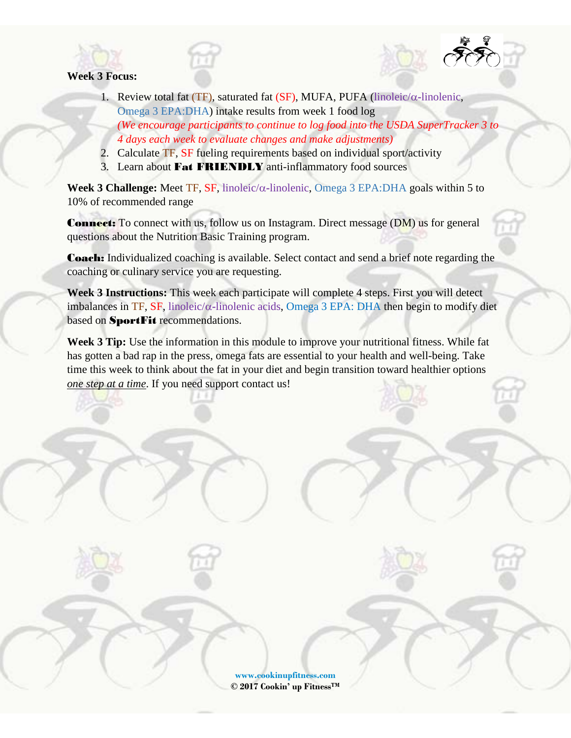**Week 3 Focus:**

1. Review total fat (TF), saturated fat (SF), MUFA, PUFA (linoleic/α-linolenic, Omega 3 EPA:DHA) intake results from week 1 food log
   *(We encourage participants to continue to log food into the USDA SuperTracker 3 to 4 days each week to evaluate changes and make adjustments)*
2. Calculate TF, SF fueling requirements based on individual sport/activity
3. Learn about **Fat FRIENDLY** anti-inflammatory food sources

**Week 3 Challenge:** Meet TF, SF, linoleic/α-linolenic, Omega 3 EPA:DHA goals within 5 to 10% of recommended range

**Connect:** To connect with us, follow us on Instagram. Direct message (DM) us for general questions about the Nutrition Basic Training program.

**Coach:** Individualized coaching is available. Select contact and send a brief note regarding the coaching or culinary service you are requesting.

**Week 3 Instructions:** This week each participate will complete 4 steps. First you will detect imbalances in TF, SF, linoleic/α-linolenic acids, Omega 3 EPA: DHA then begin to modify diet based on **SportFit** recommendations.

**Week 3 Tip:** Use the information in this module to improve your nutritional fitness. While fat has gotten a bad rap in the press, omega fats are essential to your health and well-being. Take time this week to think about the fat in your diet and begin transition toward healthier options *one step at a time*. If you need support contact us!

**www.cookinupfitness.com**
**© 2017 Cookin' up Fitness™**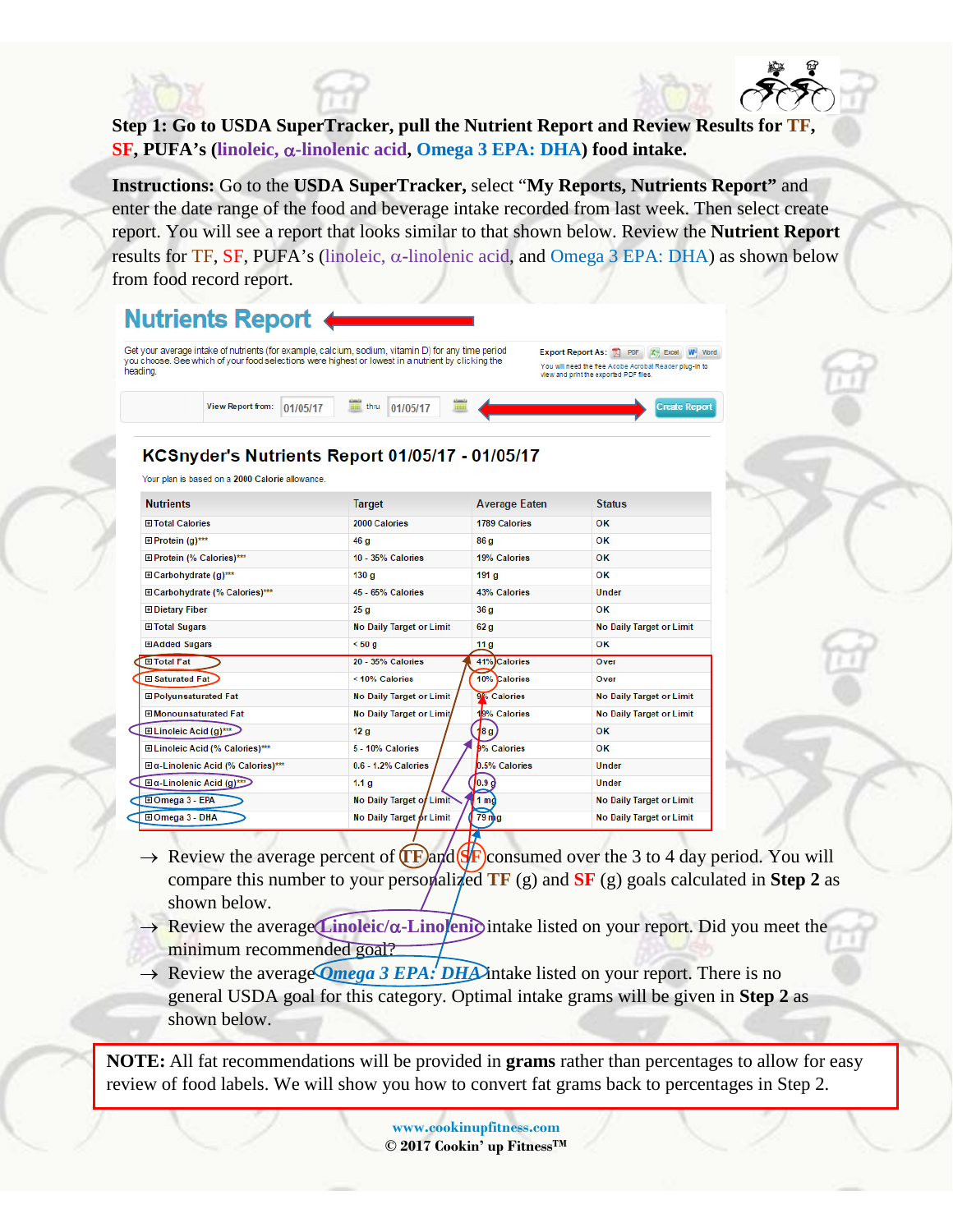**Step 1: Go to USDA SuperTracker, pull the Nutrient Report and Review Results for TF, SF, PUFA's (linoleic, α-linolenic acid, Omega 3 EPA: DHA) food intake.**

**Instructions:** Go to the **USDA SuperTracker,** select "**My Reports, Nutrients Report"** and enter the date range of the food and beverage intake recorded from last week. Then select create report. You will see a report that looks similar to that shown below. Review the **Nutrient Report** results for TF, SF, PUFA's (linoleic, α-linolenic acid, and Omega 3 EPA: DHA) as shown below from food record report.

## Nutrients Report

Get your average intake of nutrients (for example, calcium, sodium, vitamin D) for any time period you choose. See which of your food selections were highest or lowest in a nutrient by clicking the heading.

Export Report As: PDF Excel Word

You will need the free Adobe Acrobat Reader plug-in to view and print the exported PDF files.

View Report from: 01/05/17 thru 01/05/17 Create Report

### KCSnyder's Nutrients Report 01/05/17 - 01/05/17

Your plan is based on a **2000 Calorie** allowance.

| Nutrients | Target | Average Eaten | Status |
|---|---|---|---|
| Total Calories | 2000 Calories | 1789 Calories | OK |
| Protein (g)*** | 46 g | 86 g | OK |
| Protein (% Calories)*** | 10 - 35% Calories | 19% Calories | OK |
| Carbohydrate (g)*** | 130 g | 191 g | OK |
| Carbohydrate (% Calories)*** | 45 - 65% Calories | 43% Calories | Under |
| Dietary Fiber | 25 g | 36 g | OK |
| Total Sugars | No Daily Target or Limit | 62 g | No Daily Target or Limit |
| Added Sugars | < 50 g | 11 g | OK |
| Total Fat | 20 - 35% Calories | 41% Calories | Over |
| Saturated Fat | < 10% Calories | 10% Calories | Over |
| Polyunsaturated Fat | No Daily Target or Limit | 9% Calories | No Daily Target or Limit |
| Monounsaturated Fat | No Daily Target or Limit | 18% Calories | No Daily Target or Limit |
| Linoleic Acid (g)*** | 12 g | 18 g | OK |
| Linoleic Acid (% Calories)*** | 5 - 10% Calories | 9% Calories | OK |
| α-Linolenic Acid (% Calories)*** | 0.6 - 1.2% Calories | 0.5% Calories | Under |
| α-Linolenic Acid (g)*** | 1.1 g | 0.9 g | Under |
| Omega 3 - EPA | No Daily Target or Limit | 1 mg | No Daily Target or Limit |
| Omega 3 - DHA | No Daily Target or Limit | 79 mg | No Daily Target or Limit |

→ Review the average percent of TF and SF consumed over the 3 to 4 day period. You will compare this number to your personalized **TF** (g) and **SF** (g) goals calculated in **Step 2** as shown below.

→ Review the average Linoleic/α-Linolenic intake listed on your report. Did you meet the minimum recommended goal?

→ Review the average *Omega 3 EPA: DHA* intake listed on your report. There is no general USDA goal for this category. Optimal intake grams will be given in **Step 2** as shown below.

**NOTE:** All fat recommendations will be provided in **grams** rather than percentages to allow for easy review of food labels. We will show you how to convert fat grams back to percentages in Step 2.

www.cookinupfitness.com
© 2017 Cookin' up Fitness™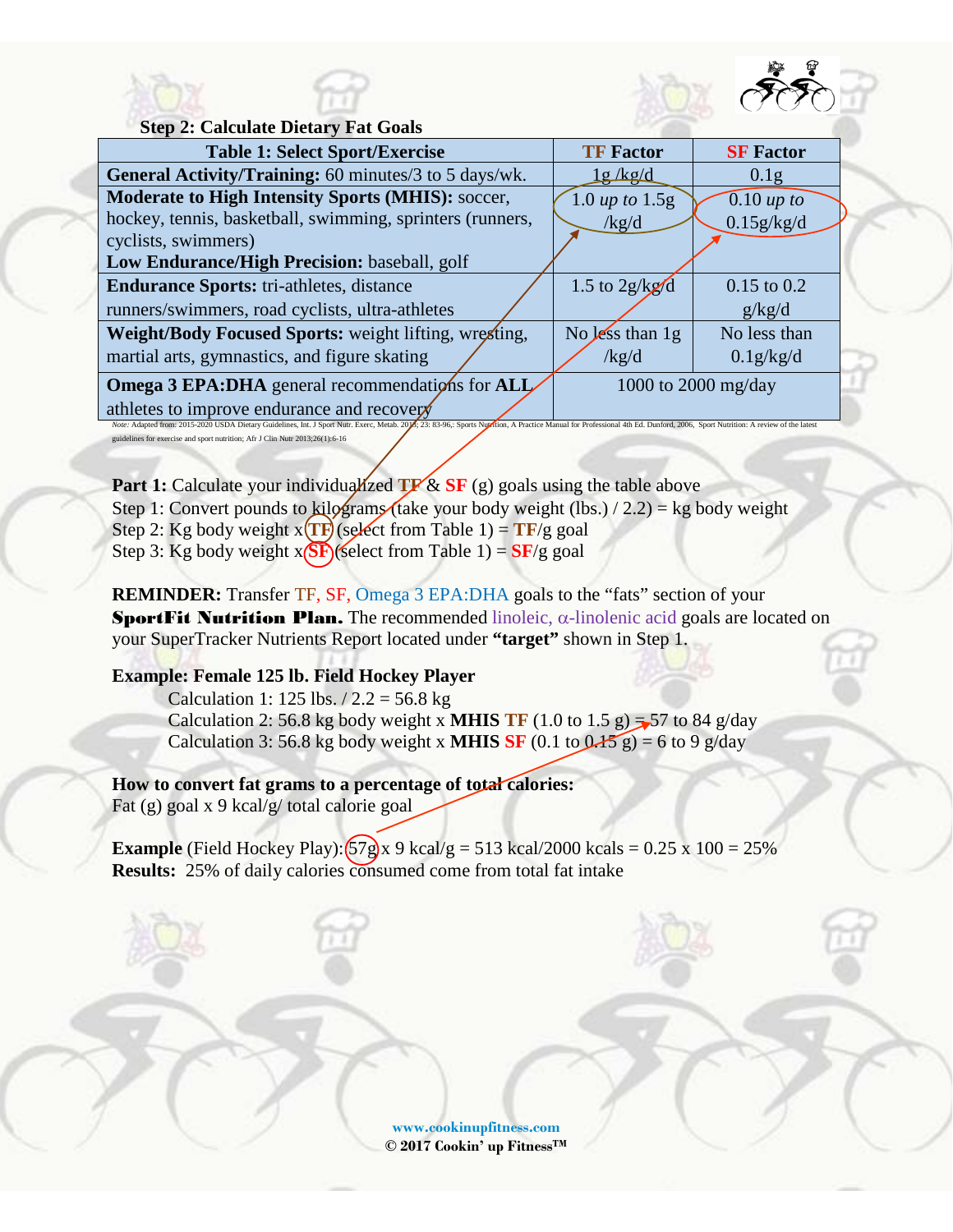### Step 2: Calculate Dietary Fat Goals

| Table 1: Select Sport/Exercise | TF Factor | SF Factor |
|---|---|---|
| **General Activity/Training:** 60 minutes/3 to 5 days/wk. | 1g /kg/d | 0.1g |
| **Moderate to High Intensity Sports (MHIS):** soccer, hockey, tennis, basketball, swimming, sprinters (runners, cyclists, swimmers) **Low Endurance/High Precision:** baseball, golf | 1.0 *up to* 1.5g /kg/d | 0.10 *up to* 0.15g/kg/d |
| **Endurance Sports:** tri-athletes, distance runners/swimmers, road cyclists, ultra-athletes | 1.5 to 2g/kg/d | 0.15 to 0.2 g/kg/d |
| **Weight/Body Focused Sports:** weight lifting, wresting, martial arts, gymnastics, and figure skating | No less than 1g /kg/d | No less than 0.1g/kg/d |
| **Omega 3 EPA:DHA** general recommendations for **ALL** athletes to improve endurance and recovery | 1000 to 2000 mg/day | |

*Note:* Adapted from: 2015-2020 USDA Dietary Guidelines, Int. J Sport Nutr. Exerc, Metab. 2013; 23: 83-96,; Sports Nutrition, A Practice Manual for Professional 4th Ed. Dunford, 2006, Sport Nutrition: A review of the latest guidelines for exercise and sport nutrition; Afr J Clin Nutr 2013;26(1):6-16

**Part 1:** Calculate your individualized **TF** & **SF** (g) goals using the table above
Step 1: Convert pounds to kilograms (take your body weight (lbs.) / 2.2) = kg body weight
Step 2: Kg body weight x **TF** (select from Table 1) = **TF**/g goal
Step 3: Kg body weight x **SF** (select from Table 1) = **SF**/g goal

**REMINDER:** Transfer TF, SF, Omega 3 EPA:DHA goals to the "fats" section of your **SportFit Nutrition Plan.** The recommended linoleic, α-linolenic acid goals are located on your SuperTracker Nutrients Report located under **"target"** shown in Step 1.

**Example: Female 125 lb. Field Hockey Player**

Calculation 1: 125 lbs. / 2.2 = 56.8 kg
Calculation 2: 56.8 kg body weight x **MHIS TF** (1.0 to 1.5 g) = 57 to 84 g/day
Calculation 3: 56.8 kg body weight x **MHIS SF** (0.1 to 0.15 g) = 6 to 9 g/day

**How to convert fat grams to a percentage of total calories:**
Fat (g) goal x 9 kcal/g/ total calorie goal

**Example** (Field Hockey Play): 57g x 9 kcal/g = 513 kcal/2000 kcals = 0.25 x 100 = 25%
**Results:** 25% of daily calories consumed come from total fat intake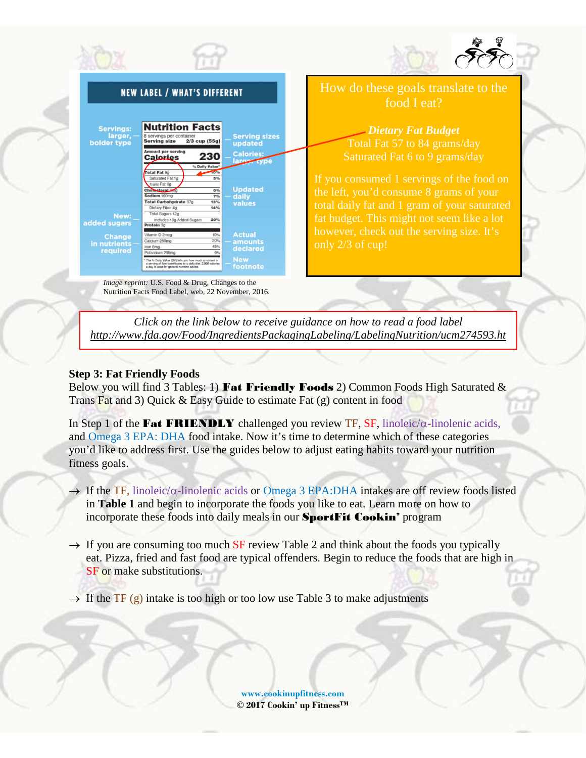Image reprint: U.S. Food & Drug, Changes to the Nutrition Facts Food Label, web, 22 November, 2016.

How do these goals translate to the food I eat?

***Dietary Fat Budget***
Total Fat 57 to 84 grams/day
Saturated Fat 6 to 9 grams/day

If you consumed 1 servings of the food on the left, you'd consume 8 grams of your total daily fat and 1 gram of your saturated fat budget. This might not seem like a lot however, check out the serving size. It's only 2/3 of cup!

*Click on the link below to receive guidance on how to read a food label*
http://www.fda.gov/Food/IngredientsPackagingLabeling/LabelingNutrition/ucm274593.ht

**Step 3: Fat Friendly Foods**

Below you will find 3 Tables: 1) **Fat Friendly Foods** 2) Common Foods High Saturated & Trans Fat and 3) Quick & Easy Guide to estimate Fat (g) content in food

In Step 1 of the **Fat FRIENDLY** challenged you review TF, SF, linoleic/α-linolenic acids, and Omega 3 EPA: DHA food intake. Now it's time to determine which of these categories you'd like to address first. Use the guides below to adjust eating habits toward your nutrition fitness goals.

→ If the TF, linoleic/α-linolenic acids or Omega 3 EPA:DHA intakes are off review foods listed in **Table 1** and begin to incorporate the foods you like to eat. Learn more on how to incorporate these foods into daily meals in our **SportFit Cookin'** program

→ If you are consuming too much SF review Table 2 and think about the foods you typically eat. Pizza, fried and fast food are typical offenders. Begin to reduce the foods that are high in SF or make substitutions.

→ If the TF (g) intake is too high or too low use Table 3 to make adjustments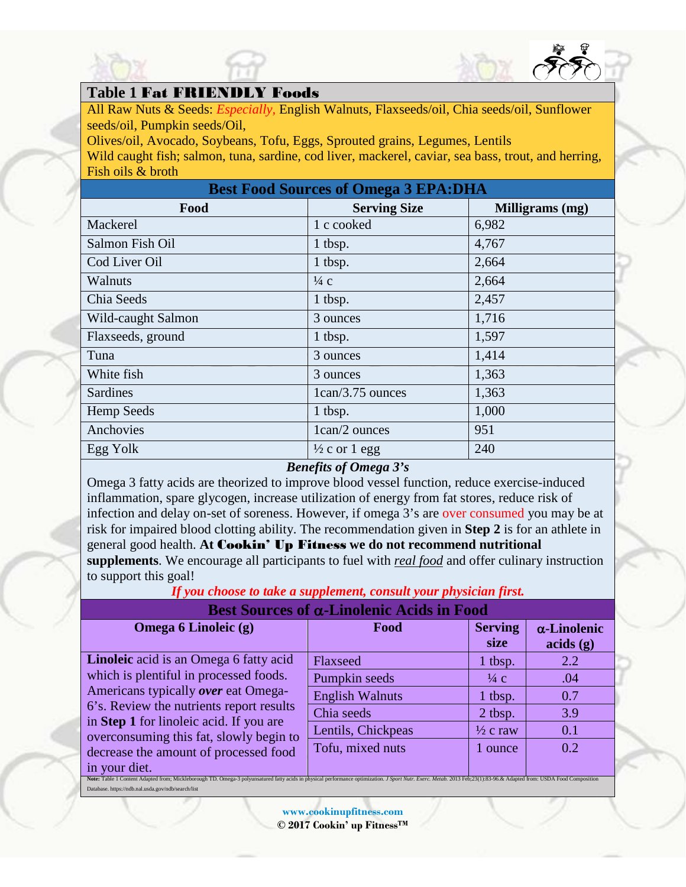## Table 1 Fat FRIENDLY Foods

All Raw Nuts & Seeds: *Especially,* English Walnuts, Flaxseeds/oil, Chia seeds/oil, Sunflower seeds/oil, Pumpkin seeds/Oil,
Olives/oil, Avocado, Soybeans, Tofu, Eggs, Sprouted grains, Legumes, Lentils
Wild caught fish; salmon, tuna, sardine, cod liver, mackerel, caviar, sea bass, trout, and herring, Fish oils & broth

### Best Food Sources of Omega 3 EPA:DHA

| Food | Serving Size | Milligrams (mg) |
|---|---|---|
| Mackerel | 1 c cooked | 6,982 |
| Salmon Fish Oil | 1 tbsp. | 4,767 |
| Cod Liver Oil | 1 tbsp. | 2,664 |
| Walnuts | ¼ c | 2,664 |
| Chia Seeds | 1 tbsp. | 2,457 |
| Wild-caught Salmon | 3 ounces | 1,716 |
| Flaxseeds, ground | 1 tbsp. | 1,597 |
| Tuna | 3 ounces | 1,414 |
| White fish | 3 ounces | 1,363 |
| Sardines | 1can/3.75 ounces | 1,363 |
| Hemp Seeds | 1 tbsp. | 1,000 |
| Anchovies | 1can/2 ounces | 951 |
| Egg Yolk | ½ c or 1 egg | 240 |

***Benefits of Omega 3's***

Omega 3 fatty acids are theorized to improve blood vessel function, reduce exercise-induced inflammation, spare glycogen, increase utilization of energy from fat stores, reduce risk of infection and delay on-set of soreness. However, if omega 3's are over consumed you may be at risk for impaired blood clotting ability. The recommendation given in **Step 2** is for an athlete in general good health. **At Cookin' Up Fitness we do not recommend nutritional supplements**. We encourage all participants to fuel with *real food* and offer culinary instruction to support this goal!

***If you choose to take a supplement, consult your physician first.***

### Best Sources of α-Linolenic Acids in Food

| Omega 6 Linoleic (g) | Food | Serving size | α-Linolenic acids (g) |
|---|---|---|---|
| **Linoleic** acid is an Omega 6 fatty acid which is plentiful in processed foods. Americans typically ***over*** eat Omega-6's. Review the nutrients report results in **Step 1** for linoleic acid. If you are overconsuming this fat, slowly begin to decrease the amount of processed food in your diet. | Flaxseed | 1 tbsp. | 2.2 |
| | Pumpkin seeds | ¼ c | .04 |
| | English Walnuts | 1 tbsp. | 0.7 |
| | Chia seeds | 2 tbsp. | 3.9 |
| | Lentils, Chickpeas | ½ c raw | 0.1 |
| | Tofu, mixed nuts | 1 ounce | 0.2 |

**Note:** Table 1 Content Adapted from; Mickleborough TD. Omega-3 polyunsatured fatty acids in physical performance optimization. *J Sport Nutr. Exerc. Metab.* 2013 Feb;23(1):83-96.& Adapted from: USDA Food Composition Database. https://ndb.nal.usda.gov/ndb/search/list

www.cookinupfitness.com
© 2017 Cookin' up Fitness™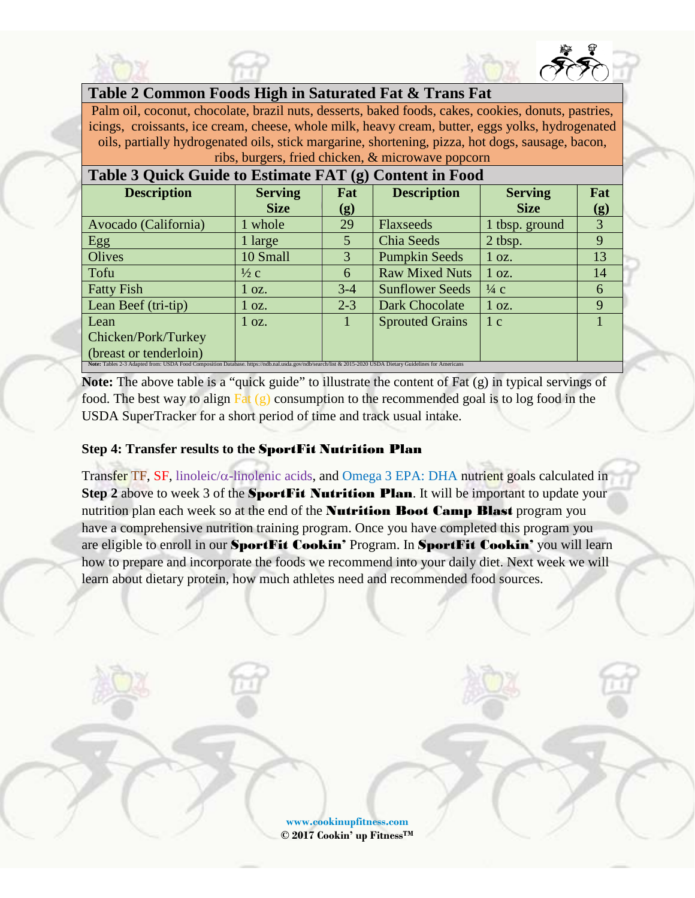## Table 2 Common Foods High in Saturated Fat & Trans Fat

Palm oil, coconut, chocolate, brazil nuts, desserts, baked foods, cakes, cookies, donuts, pastries, icings, croissants, ice cream, cheese, whole milk, heavy cream, butter, eggs yolks, hydrogenated oils, partially hydrogenated oils, stick margarine, shortening, pizza, hot dogs, sausage, bacon, ribs, burgers, fried chicken, & microwave popcorn

## Table 3 Quick Guide to Estimate FAT (g) Content in Food

| Description | Serving Size | Fat (g) | Description | Serving Size | Fat (g) |
|---|---|---|---|---|---|
| Avocado (California) | 1 whole | 29 | Flaxseeds | 1 tbsp. ground | 3 |
| Egg | 1 large | 5 | Chia Seeds | 2 tbsp. | 9 |
| Olives | 10 Small | 3 | Pumpkin Seeds | 1 oz. | 13 |
| Tofu | ½ c | 6 | Raw Mixed Nuts | 1 oz. | 14 |
| Fatty Fish | 1 oz. | 3-4 | Sunflower Seeds | ¼ c | 6 |
| Lean Beef (tri-tip) | 1 oz. | 2-3 | Dark Chocolate | 1 oz. | 9 |
| Lean Chicken/Pork/Turkey (breast or tenderloin) | 1 oz. | 1 | Sprouted Grains | 1 c | 1 |

**Note:** Tables 2-3 Adapted from: USDA Food Composition Database. https://ndb.nal.usda.gov/ndb/search/list & 2015-2020 USDA Dietary Guidelines for Americans

**Note:** The above table is a "quick guide" to illustrate the content of Fat (g) in typical servings of food. The best way to align Fat (g) consumption to the recommended goal is to log food in the USDA SuperTracker for a short period of time and track usual intake.

### Step 4: Transfer results to the SportFit Nutrition Plan

Transfer TF, SF, linoleic/α-linolenic acids, and Omega 3 EPA: DHA nutrient goals calculated in **Step 2** above to week 3 of the **SportFit Nutrition Plan**. It will be important to update your nutrition plan each week so at the end of the **Nutrition Boot Camp Blast** program you have a comprehensive nutrition training program. Once you have completed this program you are eligible to enroll in our **SportFit Cookin'** Program. In **SportFit Cookin'** you will learn how to prepare and incorporate the foods we recommend into your daily diet. Next week we will learn about dietary protein, how much athletes need and recommended food sources.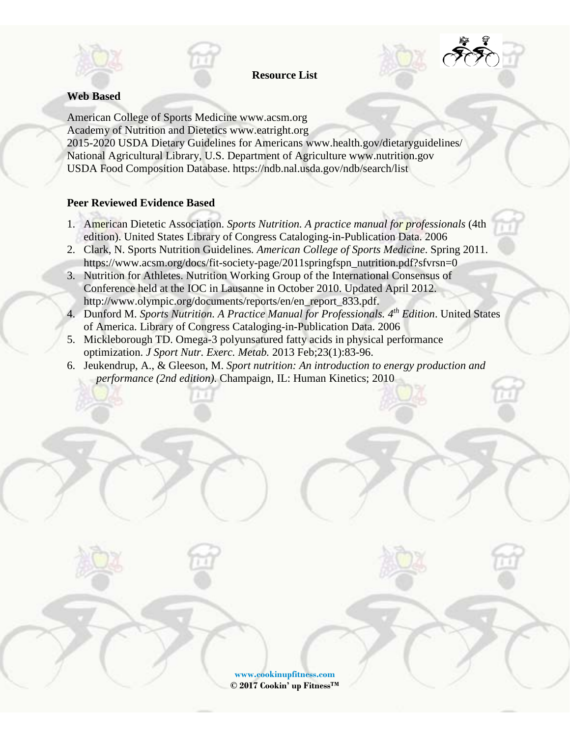## Resource List

### Web Based

American College of Sports Medicine www.acsm.org
Academy of Nutrition and Dietetics www.eatright.org
2015-2020 USDA Dietary Guidelines for Americans www.health.gov/dietaryguidelines/
National Agricultural Library, U.S. Department of Agriculture www.nutrition.gov
USDA Food Composition Database. https://ndb.nal.usda.gov/ndb/search/list

### Peer Reviewed Evidence Based

1. American Dietetic Association. *Sports Nutrition. A practice manual for professionals* (4th edition). United States Library of Congress Cataloging-in-Publication Data. 2006
2. Clark, N. Sports Nutrition Guidelines. *American College of Sports Medicine*. Spring 2011. https://www.acsm.org/docs/fit-society-page/2011springfspn_nutrition.pdf?sfvrsn=0
3. Nutrition for Athletes. Nutrition Working Group of the International Consensus of Conference held at the IOC in Lausanne in October 2010. Updated April 2012. http://www.olympic.org/documents/reports/en/en_report_833.pdf.
4. Dunford M. *Sports Nutrition. A Practice Manual for Professionals. 4th Edition*. United States of America. Library of Congress Cataloging-in-Publication Data. 2006
5. Mickleborough TD. Omega-3 polyunsatured fatty acids in physical performance optimization. *J Sport Nutr. Exerc. Metab.* 2013 Feb;23(1):83-96.
6. Jeukendrup, A., & Gleeson, M. *Sport nutrition: An introduction to energy production and performance (2nd edition)*. Champaign, IL: Human Kinetics; 2010

**www.cookinupfitness.com**
**© 2017 Cookin' up Fitness™**